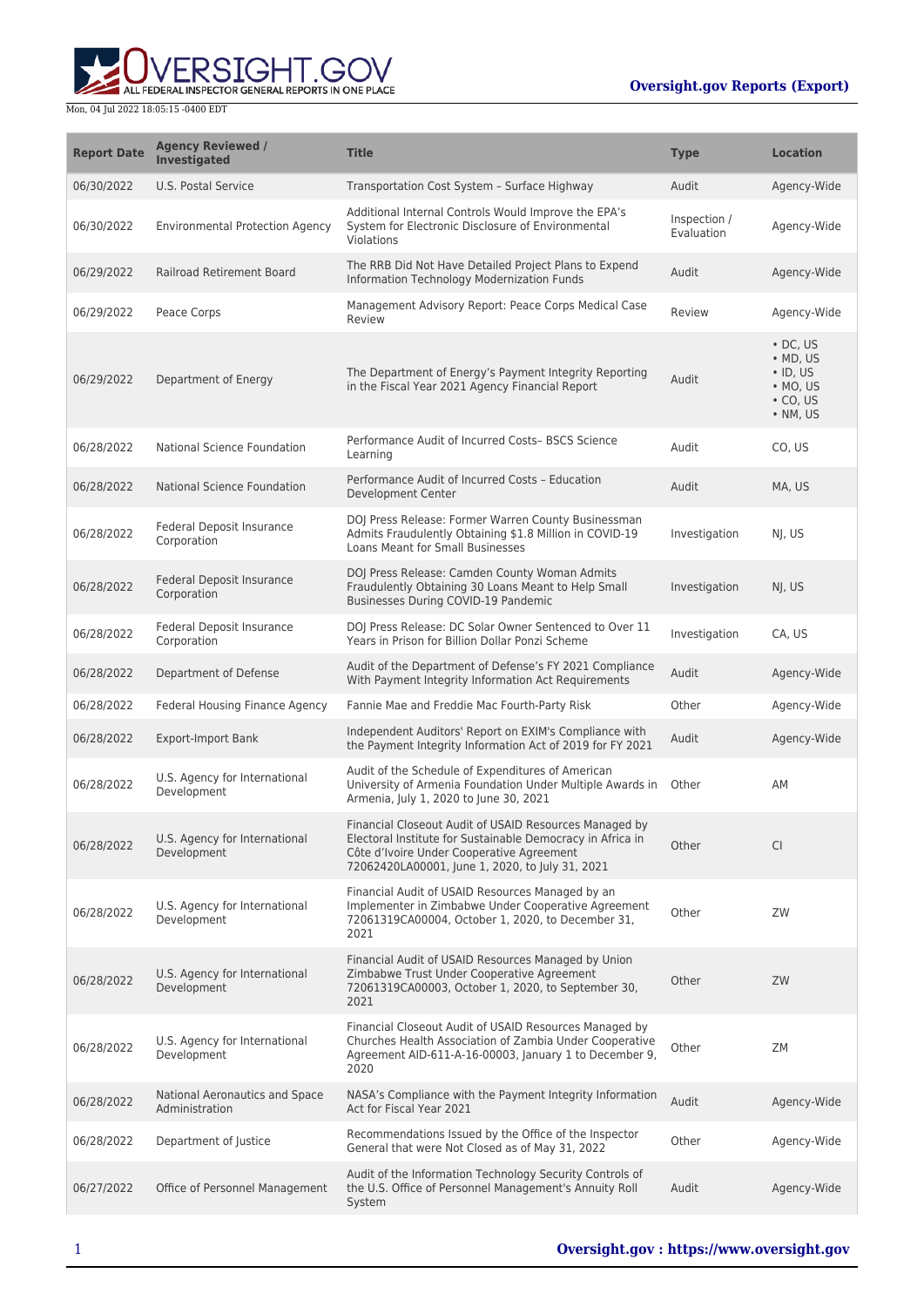**Oversight.gov Reports (Export)**

Mon, 04 Jul 2022 18:05:15 -0400 EDT

| Report Date | Agency Reviewed / Investigated | Title | Type | Location |
|---|---|---|---|---|
| 06/30/2022 | U.S. Postal Service | Transportation Cost System – Surface Highway | Audit | Agency-Wide |
| 06/30/2022 | Environmental Protection Agency | Additional Internal Controls Would Improve the EPA's System for Electronic Disclosure of Environmental Violations | Inspection / Evaluation | Agency-Wide |
| 06/29/2022 | Railroad Retirement Board | The RRB Did Not Have Detailed Project Plans to Expend Information Technology Modernization Funds | Audit | Agency-Wide |
| 06/29/2022 | Peace Corps | Management Advisory Report: Peace Corps Medical Case Review | Review | Agency-Wide |
| 06/29/2022 | Department of Energy | The Department of Energy's Payment Integrity Reporting in the Fiscal Year 2021 Agency Financial Report | Audit | • DC, US<br>• MD, US<br>• ID, US<br>• MO, US<br>• CO, US<br>• NM, US |
| 06/28/2022 | National Science Foundation | Performance Audit of Incurred Costs– BSCS Science Learning | Audit | CO, US |
| 06/28/2022 | National Science Foundation | Performance Audit of Incurred Costs – Education Development Center | Audit | MA, US |
| 06/28/2022 | Federal Deposit Insurance Corporation | DOJ Press Release: Former Warren County Businessman Admits Fraudulently Obtaining $1.8 Million in COVID-19 Loans Meant for Small Businesses | Investigation | NJ, US |
| 06/28/2022 | Federal Deposit Insurance Corporation | DOJ Press Release: Camden County Woman Admits Fraudulently Obtaining 30 Loans Meant to Help Small Businesses During COVID-19 Pandemic | Investigation | NJ, US |
| 06/28/2022 | Federal Deposit Insurance Corporation | DOJ Press Release: DC Solar Owner Sentenced to Over 11 Years in Prison for Billion Dollar Ponzi Scheme | Investigation | CA, US |
| 06/28/2022 | Department of Defense | Audit of the Department of Defense's FY 2021 Compliance With Payment Integrity Information Act Requirements | Audit | Agency-Wide |
| 06/28/2022 | Federal Housing Finance Agency | Fannie Mae and Freddie Mac Fourth-Party Risk | Other | Agency-Wide |
| 06/28/2022 | Export-Import Bank | Independent Auditors' Report on EXIM's Compliance with the Payment Integrity Information Act of 2019 for FY 2021 | Audit | Agency-Wide |
| 06/28/2022 | U.S. Agency for International Development | Audit of the Schedule of Expenditures of American University of Armenia Foundation Under Multiple Awards in Armenia, July 1, 2020 to June 30, 2021 | Other | AM |
| 06/28/2022 | U.S. Agency for International Development | Financial Closeout Audit of USAID Resources Managed by Electoral Institute for Sustainable Democracy in Africa in Côte d'Ivoire Under Cooperative Agreement 72062420LA00001, June 1, 2020, to July 31, 2021 | Other | CI |
| 06/28/2022 | U.S. Agency for International Development | Financial Audit of USAID Resources Managed by an Implementer in Zimbabwe Under Cooperative Agreement 72061319CA00004, October 1, 2020, to December 31, 2021 | Other | ZW |
| 06/28/2022 | U.S. Agency for International Development | Financial Audit of USAID Resources Managed by Union Zimbabwe Trust Under Cooperative Agreement 72061319CA00003, October 1, 2020, to September 30, 2021 | Other | ZW |
| 06/28/2022 | U.S. Agency for International Development | Financial Closeout Audit of USAID Resources Managed by Churches Health Association of Zambia Under Cooperative Agreement AID-611-A-16-00003, January 1 to December 9, 2020 | Other | ZM |
| 06/28/2022 | National Aeronautics and Space Administration | NASA's Compliance with the Payment Integrity Information Act for Fiscal Year 2021 | Audit | Agency-Wide |
| 06/28/2022 | Department of Justice | Recommendations Issued by the Office of the Inspector General that were Not Closed as of May 31, 2022 | Other | Agency-Wide |
| 06/27/2022 | Office of Personnel Management | Audit of the Information Technology Security Controls of the U.S. Office of Personnel Management's Annuity Roll System | Audit | Agency-Wide |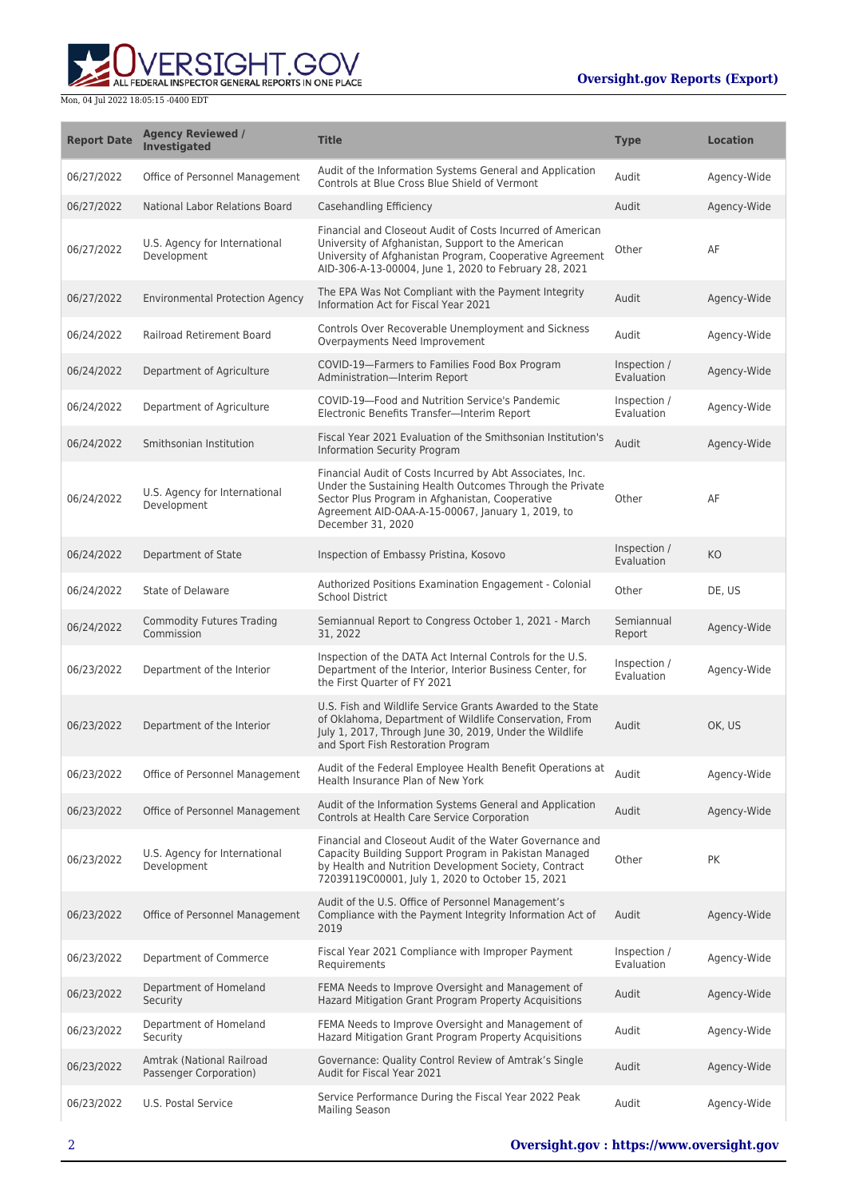| Report Date | Agency Reviewed / Investigated | Title | Type | Location |
| --- | --- | --- | --- | --- |
| 06/27/2022 | Office of Personnel Management | Audit of the Information Systems General and Application Controls at Blue Cross Blue Shield of Vermont | Audit | Agency-Wide |
| 06/27/2022 | National Labor Relations Board | Casehandling Efficiency | Audit | Agency-Wide |
| 06/27/2022 | U.S. Agency for International Development | Financial and Closeout Audit of Costs Incurred of American University of Afghanistan, Support to the American University of Afghanistan Program, Cooperative Agreement AID-306-A-13-00004, June 1, 2020 to February 28, 2021 | Other | AF |
| 06/27/2022 | Environmental Protection Agency | The EPA Was Not Compliant with the Payment Integrity Information Act for Fiscal Year 2021 | Audit | Agency-Wide |
| 06/24/2022 | Railroad Retirement Board | Controls Over Recoverable Unemployment and Sickness Overpayments Need Improvement | Audit | Agency-Wide |
| 06/24/2022 | Department of Agriculture | COVID-19—Farmers to Families Food Box Program Administration—Interim Report | Inspection / Evaluation | Agency-Wide |
| 06/24/2022 | Department of Agriculture | COVID-19—Food and Nutrition Service's Pandemic Electronic Benefits Transfer—Interim Report | Inspection / Evaluation | Agency-Wide |
| 06/24/2022 | Smithsonian Institution | Fiscal Year 2021 Evaluation of the Smithsonian Institution's Information Security Program | Audit | Agency-Wide |
| 06/24/2022 | U.S. Agency for International Development | Financial Audit of Costs Incurred by Abt Associates, Inc. Under the Sustaining Health Outcomes Through the Private Sector Plus Program in Afghanistan, Cooperative Agreement AID-OAA-A-15-00067, January 1, 2019, to December 31, 2020 | Other | AF |
| 06/24/2022 | Department of State | Inspection of Embassy Pristina, Kosovo | Inspection / Evaluation | KO |
| 06/24/2022 | State of Delaware | Authorized Positions Examination Engagement - Colonial School District | Other | DE, US |
| 06/24/2022 | Commodity Futures Trading Commission | Semiannual Report to Congress October 1, 2021 - March 31, 2022 | Semiannual Report | Agency-Wide |
| 06/23/2022 | Department of the Interior | Inspection of the DATA Act Internal Controls for the U.S. Department of the Interior, Interior Business Center, for the First Quarter of FY 2021 | Inspection / Evaluation | Agency-Wide |
| 06/23/2022 | Department of the Interior | U.S. Fish and Wildlife Service Grants Awarded to the State of Oklahoma, Department of Wildlife Conservation, From July 1, 2017, Through June 30, 2019, Under the Wildlife and Sport Fish Restoration Program | Audit | OK, US |
| 06/23/2022 | Office of Personnel Management | Audit of the Federal Employee Health Benefit Operations at Health Insurance Plan of New York | Audit | Agency-Wide |
| 06/23/2022 | Office of Personnel Management | Audit of the Information Systems General and Application Controls at Health Care Service Corporation | Audit | Agency-Wide |
| 06/23/2022 | U.S. Agency for International Development | Financial and Closeout Audit of the Water Governance and Capacity Building Support Program in Pakistan Managed by Health and Nutrition Development Society, Contract 72039119C00001, July 1, 2020 to October 15, 2021 | Other | PK |
| 06/23/2022 | Office of Personnel Management | Audit of the U.S. Office of Personnel Management's Compliance with the Payment Integrity Information Act of 2019 | Audit | Agency-Wide |
| 06/23/2022 | Department of Commerce | Fiscal Year 2021 Compliance with Improper Payment Requirements | Inspection / Evaluation | Agency-Wide |
| 06/23/2022 | Department of Homeland Security | FEMA Needs to Improve Oversight and Management of Hazard Mitigation Grant Program Property Acquisitions | Audit | Agency-Wide |
| 06/23/2022 | Department of Homeland Security | FEMA Needs to Improve Oversight and Management of Hazard Mitigation Grant Program Property Acquisitions | Audit | Agency-Wide |
| 06/23/2022 | Amtrak (National Railroad Passenger Corporation) | Governance: Quality Control Review of Amtrak's Single Audit for Fiscal Year 2021 | Audit | Agency-Wide |
| 06/23/2022 | U.S. Postal Service | Service Performance During the Fiscal Year 2022 Peak Mailing Season | Audit | Agency-Wide |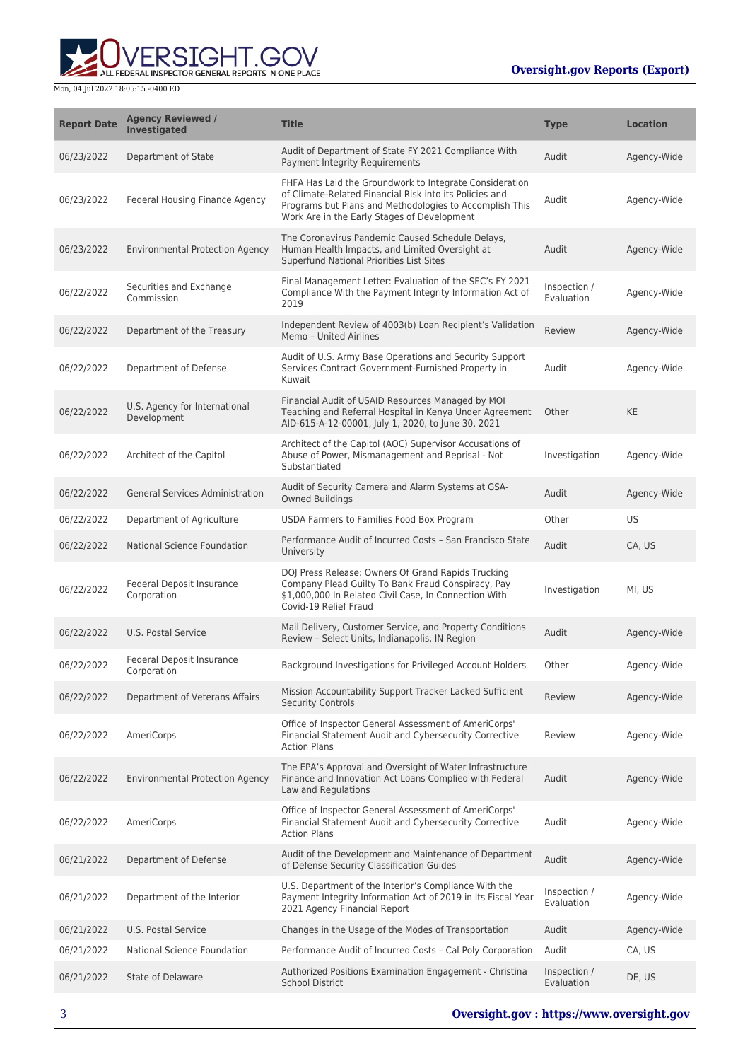| Report Date | Agency Reviewed / Investigated | Title | Type | Location |
| --- | --- | --- | --- | --- |
| 06/23/2022 | Department of State | Audit of Department of State FY 2021 Compliance With Payment Integrity Requirements | Audit | Agency-Wide |
| 06/23/2022 | Federal Housing Finance Agency | FHFA Has Laid the Groundwork to Integrate Consideration of Climate-Related Financial Risk into its Policies and Programs but Plans and Methodologies to Accomplish This Work Are in the Early Stages of Development | Audit | Agency-Wide |
| 06/23/2022 | Environmental Protection Agency | The Coronavirus Pandemic Caused Schedule Delays, Human Health Impacts, and Limited Oversight at Superfund National Priorities List Sites | Audit | Agency-Wide |
| 06/22/2022 | Securities and Exchange Commission | Final Management Letter: Evaluation of the SEC's FY 2021 Compliance With the Payment Integrity Information Act of 2019 | Inspection / Evaluation | Agency-Wide |
| 06/22/2022 | Department of the Treasury | Independent Review of 4003(b) Loan Recipient's Validation Memo – United Airlines | Review | Agency-Wide |
| 06/22/2022 | Department of Defense | Audit of U.S. Army Base Operations and Security Support Services Contract Government-Furnished Property in Kuwait | Audit | Agency-Wide |
| 06/22/2022 | U.S. Agency for International Development | Financial Audit of USAID Resources Managed by MOI Teaching and Referral Hospital in Kenya Under Agreement AID-615-A-12-00001, July 1, 2020, to June 30, 2021 | Other | KE |
| 06/22/2022 | Architect of the Capitol | Architect of the Capitol (AOC) Supervisor Accusations of Abuse of Power, Mismanagement and Reprisal - Not Substantiated | Investigation | Agency-Wide |
| 06/22/2022 | General Services Administration | Audit of Security Camera and Alarm Systems at GSA-Owned Buildings | Audit | Agency-Wide |
| 06/22/2022 | Department of Agriculture | USDA Farmers to Families Food Box Program | Other | US |
| 06/22/2022 | National Science Foundation | Performance Audit of Incurred Costs – San Francisco State University | Audit | CA, US |
| 06/22/2022 | Federal Deposit Insurance Corporation | DOJ Press Release: Owners Of Grand Rapids Trucking Company Plead Guilty To Bank Fraud Conspiracy, Pay $1,000,000 In Related Civil Case, In Connection With Covid-19 Relief Fraud | Investigation | MI, US |
| 06/22/2022 | U.S. Postal Service | Mail Delivery, Customer Service, and Property Conditions Review – Select Units, Indianapolis, IN Region | Audit | Agency-Wide |
| 06/22/2022 | Federal Deposit Insurance Corporation | Background Investigations for Privileged Account Holders | Other | Agency-Wide |
| 06/22/2022 | Department of Veterans Affairs | Mission Accountability Support Tracker Lacked Sufficient Security Controls | Review | Agency-Wide |
| 06/22/2022 | AmeriCorps | Office of Inspector General Assessment of AmeriCorps' Financial Statement Audit and Cybersecurity Corrective Action Plans | Review | Agency-Wide |
| 06/22/2022 | Environmental Protection Agency | The EPA's Approval and Oversight of Water Infrastructure Finance and Innovation Act Loans Complied with Federal Law and Regulations | Audit | Agency-Wide |
| 06/22/2022 | AmeriCorps | Office of Inspector General Assessment of AmeriCorps' Financial Statement Audit and Cybersecurity Corrective Action Plans | Audit | Agency-Wide |
| 06/21/2022 | Department of Defense | Audit of the Development and Maintenance of Department of Defense Security Classification Guides | Audit | Agency-Wide |
| 06/21/2022 | Department of the Interior | U.S. Department of the Interior's Compliance With the Payment Integrity Information Act of 2019 in Its Fiscal Year 2021 Agency Financial Report | Inspection / Evaluation | Agency-Wide |
| 06/21/2022 | U.S. Postal Service | Changes in the Usage of the Modes of Transportation | Audit | Agency-Wide |
| 06/21/2022 | National Science Foundation | Performance Audit of Incurred Costs – Cal Poly Corporation | Audit | CA, US |
| 06/21/2022 | State of Delaware | Authorized Positions Examination Engagement - Christina School District | Inspection / Evaluation | DE, US |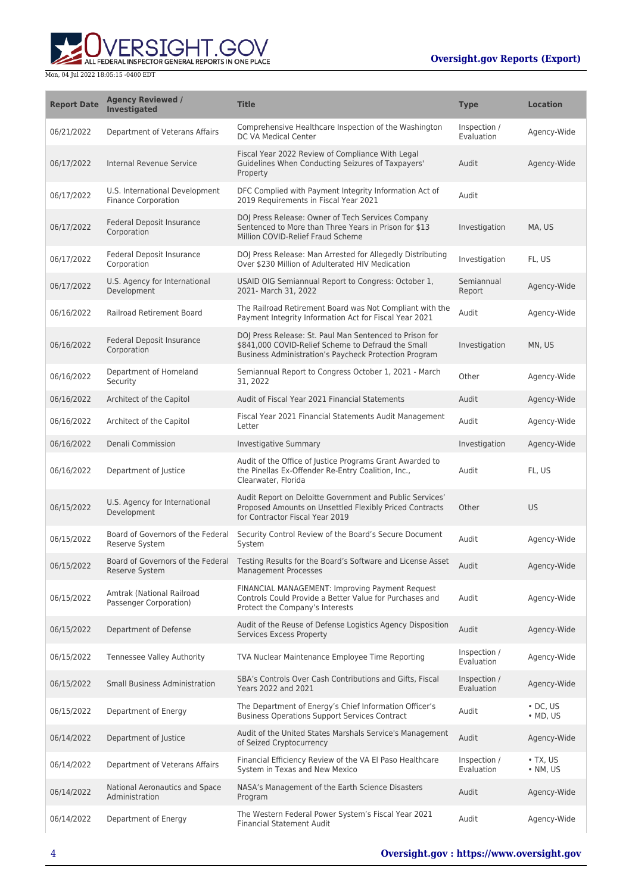| Report Date | Agency Reviewed / Investigated | Title | Type | Location |
| --- | --- | --- | --- | --- |
| 06/21/2022 | Department of Veterans Affairs | Comprehensive Healthcare Inspection of the Washington DC VA Medical Center | Inspection / Evaluation | Agency-Wide |
| 06/17/2022 | Internal Revenue Service | Fiscal Year 2022 Review of Compliance With Legal Guidelines When Conducting Seizures of Taxpayers' Property | Audit | Agency-Wide |
| 06/17/2022 | U.S. International Development Finance Corporation | DFC Complied with Payment Integrity Information Act of 2019 Requirements in Fiscal Year 2021 | Audit | |
| 06/17/2022 | Federal Deposit Insurance Corporation | DOJ Press Release: Owner of Tech Services Company Sentenced to More than Three Years in Prison for $13 Million COVID-Relief Fraud Scheme | Investigation | MA, US |
| 06/17/2022 | Federal Deposit Insurance Corporation | DOJ Press Release: Man Arrested for Allegedly Distributing Over $230 Million of Adulterated HIV Medication | Investigation | FL, US |
| 06/17/2022 | U.S. Agency for International Development | USAID OIG Semiannual Report to Congress: October 1, 2021- March 31, 2022 | Semiannual Report | Agency-Wide |
| 06/16/2022 | Railroad Retirement Board | The Railroad Retirement Board was Not Compliant with the Payment Integrity Information Act for Fiscal Year 2021 | Audit | Agency-Wide |
| 06/16/2022 | Federal Deposit Insurance Corporation | DOJ Press Release: St. Paul Man Sentenced to Prison for $841,000 COVID-Relief Scheme to Defraud the Small Business Administration's Paycheck Protection Program | Investigation | MN, US |
| 06/16/2022 | Department of Homeland Security | Semiannual Report to Congress October 1, 2021 - March 31, 2022 | Other | Agency-Wide |
| 06/16/2022 | Architect of the Capitol | Audit of Fiscal Year 2021 Financial Statements | Audit | Agency-Wide |
| 06/16/2022 | Architect of the Capitol | Fiscal Year 2021 Financial Statements Audit Management Letter | Audit | Agency-Wide |
| 06/16/2022 | Denali Commission | Investigative Summary | Investigation | Agency-Wide |
| 06/16/2022 | Department of Justice | Audit of the Office of Justice Programs Grant Awarded to the Pinellas Ex-Offender Re-Entry Coalition, Inc., Clearwater, Florida | Audit | FL, US |
| 06/15/2022 | U.S. Agency for International Development | Audit Report on Deloitte Government and Public Services' Proposed Amounts on Unsettled Flexibly Priced Contracts for Contractor Fiscal Year 2019 | Other | US |
| 06/15/2022 | Board of Governors of the Federal Reserve System | Security Control Review of the Board's Secure Document System | Audit | Agency-Wide |
| 06/15/2022 | Board of Governors of the Federal Reserve System | Testing Results for the Board's Software and License Asset Management Processes | Audit | Agency-Wide |
| 06/15/2022 | Amtrak (National Railroad Passenger Corporation) | FINANCIAL MANAGEMENT: Improving Payment Request Controls Could Provide a Better Value for Purchases and Protect the Company's Interests | Audit | Agency-Wide |
| 06/15/2022 | Department of Defense | Audit of the Reuse of Defense Logistics Agency Disposition Services Excess Property | Audit | Agency-Wide |
| 06/15/2022 | Tennessee Valley Authority | TVA Nuclear Maintenance Employee Time Reporting | Inspection / Evaluation | Agency-Wide |
| 06/15/2022 | Small Business Administration | SBA's Controls Over Cash Contributions and Gifts, Fiscal Years 2022 and 2021 | Inspection / Evaluation | Agency-Wide |
| 06/15/2022 | Department of Energy | The Department of Energy's Chief Information Officer's Business Operations Support Services Contract | Audit | • DC, US<br>• MD, US |
| 06/14/2022 | Department of Justice | Audit of the United States Marshals Service's Management of Seized Cryptocurrency | Audit | Agency-Wide |
| 06/14/2022 | Department of Veterans Affairs | Financial Efficiency Review of the VA El Paso Healthcare System in Texas and New Mexico | Inspection / Evaluation | • TX, US<br>• NM, US |
| 06/14/2022 | National Aeronautics and Space Administration | NASA's Management of the Earth Science Disasters Program | Audit | Agency-Wide |
| 06/14/2022 | Department of Energy | The Western Federal Power System's Fiscal Year 2021 Financial Statement Audit | Audit | Agency-Wide |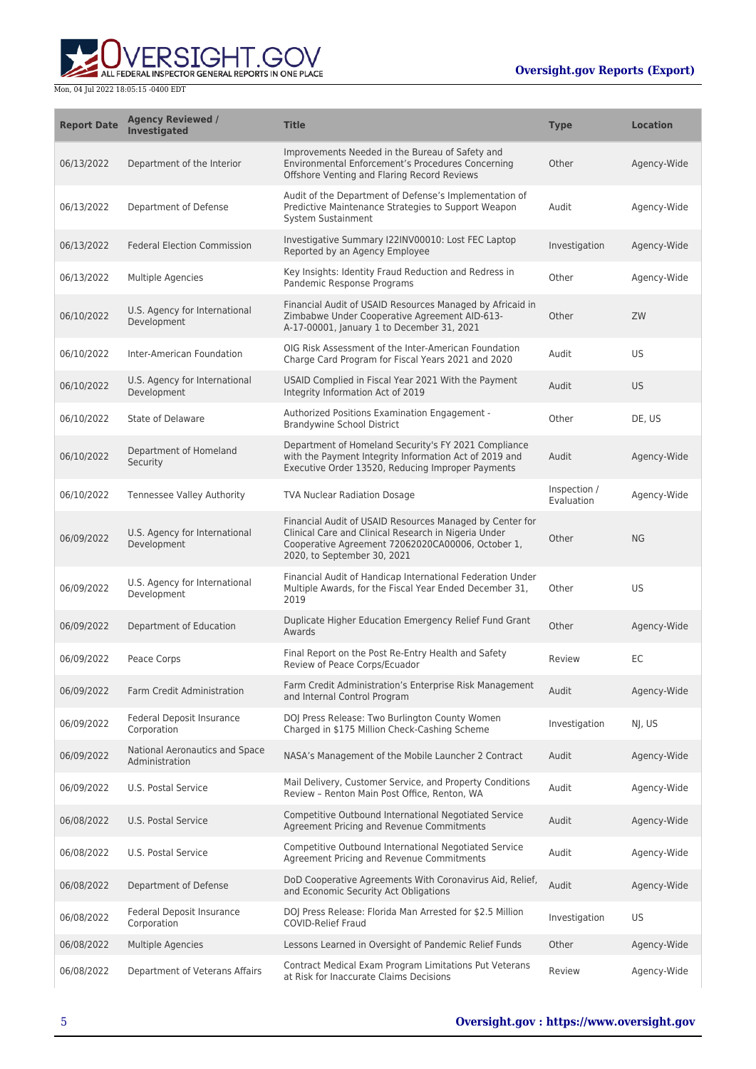| Report Date | Agency Reviewed / Investigated | Title | Type | Location |
|---|---|---|---|---|
| 06/13/2022 | Department of the Interior | Improvements Needed in the Bureau of Safety and Environmental Enforcement's Procedures Concerning Offshore Venting and Flaring Record Reviews | Other | Agency-Wide |
| 06/13/2022 | Department of Defense | Audit of the Department of Defense's Implementation of Predictive Maintenance Strategies to Support Weapon System Sustainment | Audit | Agency-Wide |
| 06/13/2022 | Federal Election Commission | Investigative Summary I22INV00010: Lost FEC Laptop Reported by an Agency Employee | Investigation | Agency-Wide |
| 06/13/2022 | Multiple Agencies | Key Insights: Identity Fraud Reduction and Redress in Pandemic Response Programs | Other | Agency-Wide |
| 06/10/2022 | U.S. Agency for International Development | Financial Audit of USAID Resources Managed by Africaid in Zimbabwe Under Cooperative Agreement AID-613-A-17-00001, January 1 to December 31, 2021 | Other | ZW |
| 06/10/2022 | Inter-American Foundation | OIG Risk Assessment of the Inter-American Foundation Charge Card Program for Fiscal Years 2021 and 2020 | Audit | US |
| 06/10/2022 | U.S. Agency for International Development | USAID Complied in Fiscal Year 2021 With the Payment Integrity Information Act of 2019 | Audit | US |
| 06/10/2022 | State of Delaware | Authorized Positions Examination Engagement - Brandywine School District | Other | DE, US |
| 06/10/2022 | Department of Homeland Security | Department of Homeland Security's FY 2021 Compliance with the Payment Integrity Information Act of 2019 and Executive Order 13520, Reducing Improper Payments | Audit | Agency-Wide |
| 06/10/2022 | Tennessee Valley Authority | TVA Nuclear Radiation Dosage | Inspection / Evaluation | Agency-Wide |
| 06/09/2022 | U.S. Agency for International Development | Financial Audit of USAID Resources Managed by Center for Clinical Care and Clinical Research in Nigeria Under Cooperative Agreement 72062020CA00006, October 1, 2020, to September 30, 2021 | Other | NG |
| 06/09/2022 | U.S. Agency for International Development | Financial Audit of Handicap International Federation Under Multiple Awards, for the Fiscal Year Ended December 31, 2019 | Other | US |
| 06/09/2022 | Department of Education | Duplicate Higher Education Emergency Relief Fund Grant Awards | Other | Agency-Wide |
| 06/09/2022 | Peace Corps | Final Report on the Post Re-Entry Health and Safety Review of Peace Corps/Ecuador | Review | EC |
| 06/09/2022 | Farm Credit Administration | Farm Credit Administration's Enterprise Risk Management and Internal Control Program | Audit | Agency-Wide |
| 06/09/2022 | Federal Deposit Insurance Corporation | DOJ Press Release: Two Burlington County Women Charged in $175 Million Check-Cashing Scheme | Investigation | NJ, US |
| 06/09/2022 | National Aeronautics and Space Administration | NASA's Management of the Mobile Launcher 2 Contract | Audit | Agency-Wide |
| 06/09/2022 | U.S. Postal Service | Mail Delivery, Customer Service, and Property Conditions Review – Renton Main Post Office, Renton, WA | Audit | Agency-Wide |
| 06/08/2022 | U.S. Postal Service | Competitive Outbound International Negotiated Service Agreement Pricing and Revenue Commitments | Audit | Agency-Wide |
| 06/08/2022 | U.S. Postal Service | Competitive Outbound International Negotiated Service Agreement Pricing and Revenue Commitments | Audit | Agency-Wide |
| 06/08/2022 | Department of Defense | DoD Cooperative Agreements With Coronavirus Aid, Relief, and Economic Security Act Obligations | Audit | Agency-Wide |
| 06/08/2022 | Federal Deposit Insurance Corporation | DOJ Press Release: Florida Man Arrested for $2.5 Million COVID-Relief Fraud | Investigation | US |
| 06/08/2022 | Multiple Agencies | Lessons Learned in Oversight of Pandemic Relief Funds | Other | Agency-Wide |
| 06/08/2022 | Department of Veterans Affairs | Contract Medical Exam Program Limitations Put Veterans at Risk for Inaccurate Claims Decisions | Review | Agency-Wide |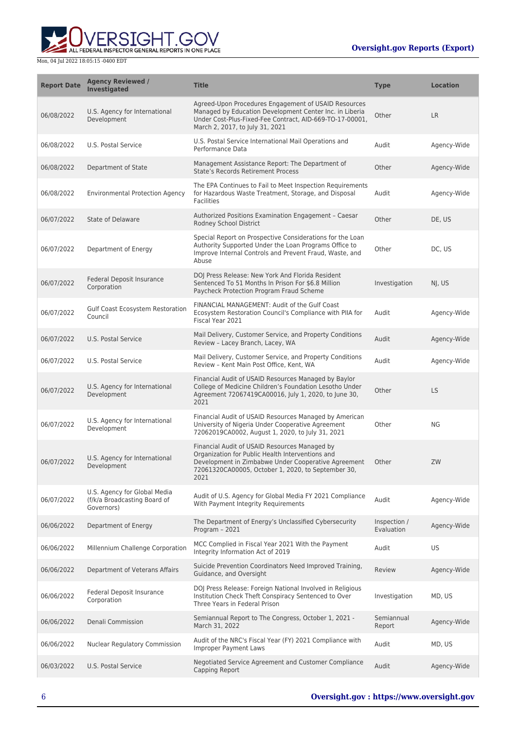| Report Date | Agency Reviewed / Investigated | Title | Type | Location |
| --- | --- | --- | --- | --- |
| 06/08/2022 | U.S. Agency for International Development | Agreed-Upon Procedures Engagement of USAID Resources Managed by Education Development Center Inc. in Liberia Under Cost-Plus-Fixed-Fee Contract, AID-669-TO-17-00001, March 2, 2017, to July 31, 2021 | Other | LR |
| 06/08/2022 | U.S. Postal Service | U.S. Postal Service International Mail Operations and Performance Data | Audit | Agency-Wide |
| 06/08/2022 | Department of State | Management Assistance Report: The Department of State's Records Retirement Process | Other | Agency-Wide |
| 06/08/2022 | Environmental Protection Agency | The EPA Continues to Fail to Meet Inspection Requirements for Hazardous Waste Treatment, Storage, and Disposal Facilities | Audit | Agency-Wide |
| 06/07/2022 | State of Delaware | Authorized Positions Examination Engagement – Caesar Rodney School District | Other | DE, US |
| 06/07/2022 | Department of Energy | Special Report on Prospective Considerations for the Loan Authority Supported Under the Loan Programs Office to Improve Internal Controls and Prevent Fraud, Waste, and Abuse | Other | DC, US |
| 06/07/2022 | Federal Deposit Insurance Corporation | DOJ Press Release: New York And Florida Resident Sentenced To 51 Months In Prison For $6.8 Million Paycheck Protection Program Fraud Scheme | Investigation | NJ, US |
| 06/07/2022 | Gulf Coast Ecosystem Restoration Council | FINANCIAL MANAGEMENT: Audit of the Gulf Coast Ecosystem Restoration Council's Compliance with PIIA for Fiscal Year 2021 | Audit | Agency-Wide |
| 06/07/2022 | U.S. Postal Service | Mail Delivery, Customer Service, and Property Conditions Review – Lacey Branch, Lacey, WA | Audit | Agency-Wide |
| 06/07/2022 | U.S. Postal Service | Mail Delivery, Customer Service, and Property Conditions Review – Kent Main Post Office, Kent, WA | Audit | Agency-Wide |
| 06/07/2022 | U.S. Agency for International Development | Financial Audit of USAID Resources Managed by Baylor College of Medicine Children's Foundation Lesotho Under Agreement 72067419CA00016, July 1, 2020, to June 30, 2021 | Other | LS |
| 06/07/2022 | U.S. Agency for International Development | Financial Audit of USAID Resources Managed by American University of Nigeria Under Cooperative Agreement 72062019CA0002, August 1, 2020, to July 31, 2021 | Other | NG |
| 06/07/2022 | U.S. Agency for International Development | Financial Audit of USAID Resources Managed by Organization for Public Health Interventions and Development in Zimbabwe Under Cooperative Agreement 72061320CA00005, October 1, 2020, to September 30, 2021 | Other | ZW |
| 06/07/2022 | U.S. Agency for Global Media (f/k/a Broadcasting Board of Governors) | Audit of U.S. Agency for Global Media FY 2021 Compliance With Payment Integrity Requirements | Audit | Agency-Wide |
| 06/06/2022 | Department of Energy | The Department of Energy's Unclassified Cybersecurity Program – 2021 | Inspection / Evaluation | Agency-Wide |
| 06/06/2022 | Millennium Challenge Corporation | MCC Complied in Fiscal Year 2021 With the Payment Integrity Information Act of 2019 | Audit | US |
| 06/06/2022 | Department of Veterans Affairs | Suicide Prevention Coordinators Need Improved Training, Guidance, and Oversight | Review | Agency-Wide |
| 06/06/2022 | Federal Deposit Insurance Corporation | DOJ Press Release: Foreign National Involved in Religious Institution Check Theft Conspiracy Sentenced to Over Three Years in Federal Prison | Investigation | MD, US |
| 06/06/2022 | Denali Commission | Semiannual Report to The Congress, October 1, 2021 - March 31, 2022 | Semiannual Report | Agency-Wide |
| 06/06/2022 | Nuclear Regulatory Commission | Audit of the NRC's Fiscal Year (FY) 2021 Compliance with Improper Payment Laws | Audit | MD, US |
| 06/03/2022 | U.S. Postal Service | Negotiated Service Agreement and Customer Compliance Capping Report | Audit | Agency-Wide |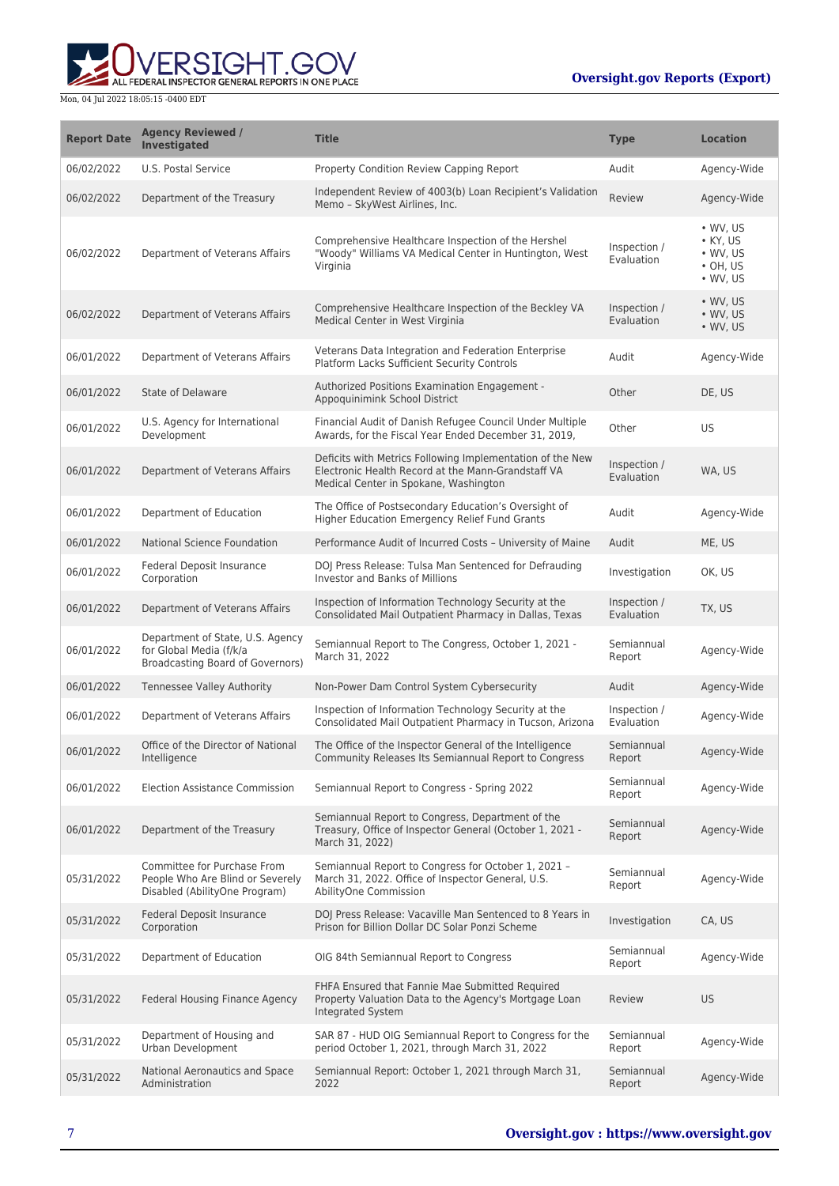| Report Date | Agency Reviewed / Investigated | Title | Type | Location |
|---|---|---|---|---|
| 06/02/2022 | U.S. Postal Service | Property Condition Review Capping Report | Audit | Agency-Wide |
| 06/02/2022 | Department of the Treasury | Independent Review of 4003(b) Loan Recipient's Validation Memo – SkyWest Airlines, Inc. | Review | Agency-Wide |
| 06/02/2022 | Department of Veterans Affairs | Comprehensive Healthcare Inspection of the Hershel "Woody" Williams VA Medical Center in Huntington, West Virginia | Inspection / Evaluation | • WV, US<br>• KY, US<br>• WV, US<br>• OH, US<br>• WV, US |
| 06/02/2022 | Department of Veterans Affairs | Comprehensive Healthcare Inspection of the Beckley VA Medical Center in West Virginia | Inspection / Evaluation | • WV, US<br>• WV, US<br>• WV, US |
| 06/01/2022 | Department of Veterans Affairs | Veterans Data Integration and Federation Enterprise Platform Lacks Sufficient Security Controls | Audit | Agency-Wide |
| 06/01/2022 | State of Delaware | Authorized Positions Examination Engagement - Appoquinimink School District | Other | DE, US |
| 06/01/2022 | U.S. Agency for International Development | Financial Audit of Danish Refugee Council Under Multiple Awards, for the Fiscal Year Ended December 31, 2019, | Other | US |
| 06/01/2022 | Department of Veterans Affairs | Deficits with Metrics Following Implementation of the New Electronic Health Record at the Mann-Grandstaff VA Medical Center in Spokane, Washington | Inspection / Evaluation | WA, US |
| 06/01/2022 | Department of Education | The Office of Postsecondary Education's Oversight of Higher Education Emergency Relief Fund Grants | Audit | Agency-Wide |
| 06/01/2022 | National Science Foundation | Performance Audit of Incurred Costs – University of Maine | Audit | ME, US |
| 06/01/2022 | Federal Deposit Insurance Corporation | DOJ Press Release: Tulsa Man Sentenced for Defrauding Investor and Banks of Millions | Investigation | OK, US |
| 06/01/2022 | Department of Veterans Affairs | Inspection of Information Technology Security at the Consolidated Mail Outpatient Pharmacy in Dallas, Texas | Inspection / Evaluation | TX, US |
| 06/01/2022 | Department of State, U.S. Agency for Global Media (f/k/a Broadcasting Board of Governors) | Semiannual Report to The Congress, October 1, 2021 - March 31, 2022 | Semiannual Report | Agency-Wide |
| 06/01/2022 | Tennessee Valley Authority | Non-Power Dam Control System Cybersecurity | Audit | Agency-Wide |
| 06/01/2022 | Department of Veterans Affairs | Inspection of Information Technology Security at the Consolidated Mail Outpatient Pharmacy in Tucson, Arizona | Inspection / Evaluation | Agency-Wide |
| 06/01/2022 | Office of the Director of National Intelligence | The Office of the Inspector General of the Intelligence Community Releases Its Semiannual Report to Congress | Semiannual Report | Agency-Wide |
| 06/01/2022 | Election Assistance Commission | Semiannual Report to Congress - Spring 2022 | Semiannual Report | Agency-Wide |
| 06/01/2022 | Department of the Treasury | Semiannual Report to Congress, Department of the Treasury, Office of Inspector General (October 1, 2021 - March 31, 2022) | Semiannual Report | Agency-Wide |
| 05/31/2022 | Committee for Purchase From People Who Are Blind or Severely Disabled (AbilityOne Program) | Semiannual Report to Congress for October 1, 2021 – March 31, 2022. Office of Inspector General, U.S. AbilityOne Commission | Semiannual Report | Agency-Wide |
| 05/31/2022 | Federal Deposit Insurance Corporation | DOJ Press Release: Vacaville Man Sentenced to 8 Years in Prison for Billion Dollar DC Solar Ponzi Scheme | Investigation | CA, US |
| 05/31/2022 | Department of Education | OIG 84th Semiannual Report to Congress | Semiannual Report | Agency-Wide |
| 05/31/2022 | Federal Housing Finance Agency | FHFA Ensured that Fannie Mae Submitted Required Property Valuation Data to the Agency's Mortgage Loan Integrated System | Review | US |
| 05/31/2022 | Department of Housing and Urban Development | SAR 87 - HUD OIG Semiannual Report to Congress for the period October 1, 2021, through March 31, 2022 | Semiannual Report | Agency-Wide |
| 05/31/2022 | National Aeronautics and Space Administration | Semiannual Report: October 1, 2021 through March 31, 2022 | Semiannual Report | Agency-Wide |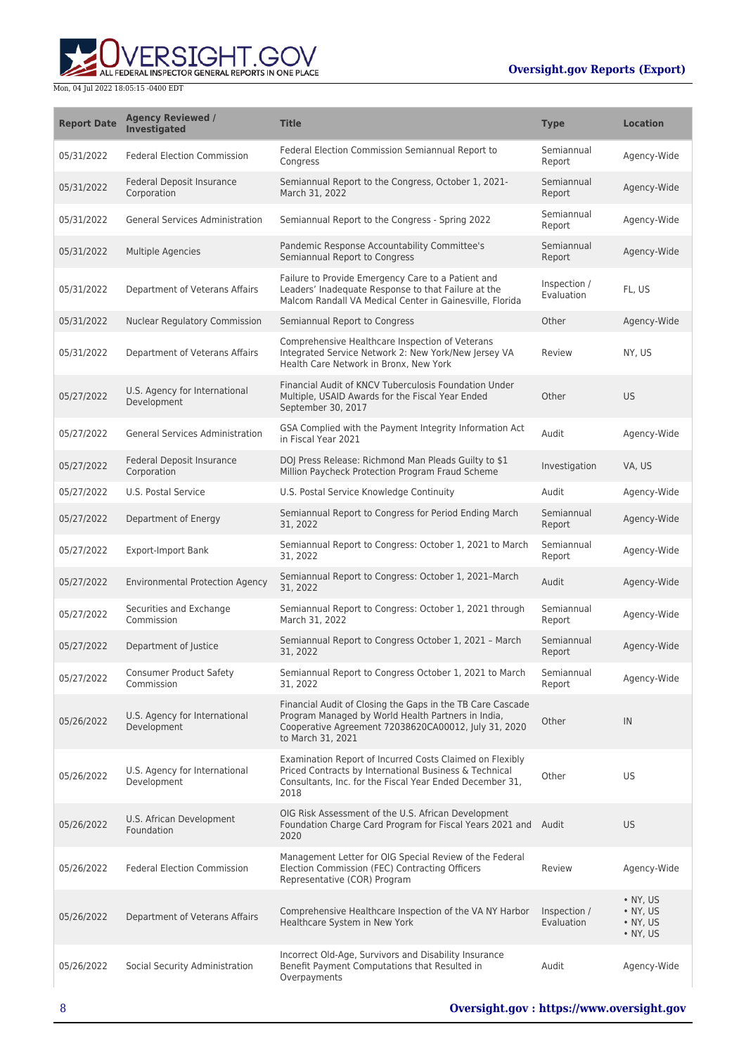| Report Date | Agency Reviewed / Investigated | Title | Type | Location |
| --- | --- | --- | --- | --- |
| 05/31/2022 | Federal Election Commission | Federal Election Commission Semiannual Report to Congress | Semiannual Report | Agency-Wide |
| 05/31/2022 | Federal Deposit Insurance Corporation | Semiannual Report to the Congress, October 1, 2021-March 31, 2022 | Semiannual Report | Agency-Wide |
| 05/31/2022 | General Services Administration | Semiannual Report to the Congress - Spring 2022 | Semiannual Report | Agency-Wide |
| 05/31/2022 | Multiple Agencies | Pandemic Response Accountability Committee's Semiannual Report to Congress | Semiannual Report | Agency-Wide |
| 05/31/2022 | Department of Veterans Affairs | Failure to Provide Emergency Care to a Patient and Leaders' Inadequate Response to that Failure at the Malcom Randall VA Medical Center in Gainesville, Florida | Inspection / Evaluation | FL, US |
| 05/31/2022 | Nuclear Regulatory Commission | Semiannual Report to Congress | Other | Agency-Wide |
| 05/31/2022 | Department of Veterans Affairs | Comprehensive Healthcare Inspection of Veterans Integrated Service Network 2: New York/New Jersey VA Health Care Network in Bronx, New York | Review | NY, US |
| 05/27/2022 | U.S. Agency for International Development | Financial Audit of KNCV Tuberculosis Foundation Under Multiple, USAID Awards for the Fiscal Year Ended September 30, 2017 | Other | US |
| 05/27/2022 | General Services Administration | GSA Complied with the Payment Integrity Information Act in Fiscal Year 2021 | Audit | Agency-Wide |
| 05/27/2022 | Federal Deposit Insurance Corporation | DOJ Press Release: Richmond Man Pleads Guilty to $1 Million Paycheck Protection Program Fraud Scheme | Investigation | VA, US |
| 05/27/2022 | U.S. Postal Service | U.S. Postal Service Knowledge Continuity | Audit | Agency-Wide |
| 05/27/2022 | Department of Energy | Semiannual Report to Congress for Period Ending March 31, 2022 | Semiannual Report | Agency-Wide |
| 05/27/2022 | Export-Import Bank | Semiannual Report to Congress: October 1, 2021 to March 31, 2022 | Semiannual Report | Agency-Wide |
| 05/27/2022 | Environmental Protection Agency | Semiannual Report to Congress: October 1, 2021–March 31, 2022 | Audit | Agency-Wide |
| 05/27/2022 | Securities and Exchange Commission | Semiannual Report to Congress: October 1, 2021 through March 31, 2022 | Semiannual Report | Agency-Wide |
| 05/27/2022 | Department of Justice | Semiannual Report to Congress October 1, 2021 – March 31, 2022 | Semiannual Report | Agency-Wide |
| 05/27/2022 | Consumer Product Safety Commission | Semiannual Report to Congress October 1, 2021 to March 31, 2022 | Semiannual Report | Agency-Wide |
| 05/26/2022 | U.S. Agency for International Development | Financial Audit of Closing the Gaps in the TB Care Cascade Program Managed by World Health Partners in India, Cooperative Agreement 72038620CA00012, July 31, 2020 to March 31, 2021 | Other | IN |
| 05/26/2022 | U.S. Agency for International Development | Examination Report of Incurred Costs Claimed on Flexibly Priced Contracts by International Business & Technical Consultants, Inc. for the Fiscal Year Ended December 31, 2018 | Other | US |
| 05/26/2022 | U.S. African Development Foundation | OIG Risk Assessment of the U.S. African Development Foundation Charge Card Program for Fiscal Years 2021 and 2020 | Audit | US |
| 05/26/2022 | Federal Election Commission | Management Letter for OIG Special Review of the Federal Election Commission (FEC) Contracting Officers Representative (COR) Program | Review | Agency-Wide |
| 05/26/2022 | Department of Veterans Affairs | Comprehensive Healthcare Inspection of the VA NY Harbor Healthcare System in New York | Inspection / Evaluation | • NY, US • NY, US • NY, US • NY, US |
| 05/26/2022 | Social Security Administration | Incorrect Old-Age, Survivors and Disability Insurance Benefit Payment Computations that Resulted in Overpayments | Audit | Agency-Wide |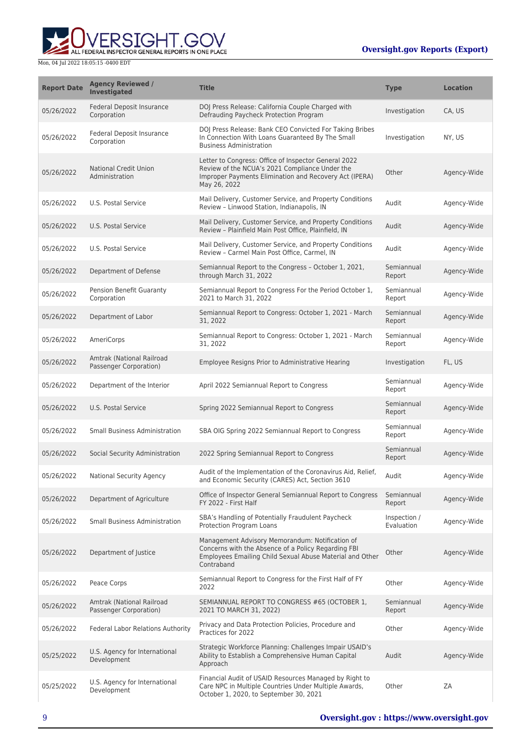| Report Date | Agency Reviewed / Investigated | Title | Type | Location |
|---|---|---|---|---|
| 05/26/2022 | Federal Deposit Insurance Corporation | DOJ Press Release: California Couple Charged with Defrauding Paycheck Protection Program | Investigation | CA, US |
| 05/26/2022 | Federal Deposit Insurance Corporation | DOJ Press Release: Bank CEO Convicted For Taking Bribes In Connection With Loans Guaranteed By The Small Business Administration | Investigation | NY, US |
| 05/26/2022 | National Credit Union Administration | Letter to Congress: Office of Inspector General 2022 Review of the NCUA's 2021 Compliance Under the Improper Payments Elimination and Recovery Act (IPERA) May 26, 2022 | Other | Agency-Wide |
| 05/26/2022 | U.S. Postal Service | Mail Delivery, Customer Service, and Property Conditions Review – Linwood Station, Indianapolis, IN | Audit | Agency-Wide |
| 05/26/2022 | U.S. Postal Service | Mail Delivery, Customer Service, and Property Conditions Review – Plainfield Main Post Office, Plainfield, IN | Audit | Agency-Wide |
| 05/26/2022 | U.S. Postal Service | Mail Delivery, Customer Service, and Property Conditions Review – Carmel Main Post Office, Carmel, IN | Audit | Agency-Wide |
| 05/26/2022 | Department of Defense | Semiannual Report to the Congress – October 1, 2021, through March 31, 2022 | Semiannual Report | Agency-Wide |
| 05/26/2022 | Pension Benefit Guaranty Corporation | Semiannual Report to Congress For the Period October 1, 2021 to March 31, 2022 | Semiannual Report | Agency-Wide |
| 05/26/2022 | Department of Labor | Semiannual Report to Congress: October 1, 2021 - March 31, 2022 | Semiannual Report | Agency-Wide |
| 05/26/2022 | AmeriCorps | Semiannual Report to Congress: October 1, 2021 - March 31, 2022 | Semiannual Report | Agency-Wide |
| 05/26/2022 | Amtrak (National Railroad Passenger Corporation) | Employee Resigns Prior to Administrative Hearing | Investigation | FL, US |
| 05/26/2022 | Department of the Interior | April 2022 Semiannual Report to Congress | Semiannual Report | Agency-Wide |
| 05/26/2022 | U.S. Postal Service | Spring 2022 Semiannual Report to Congress | Semiannual Report | Agency-Wide |
| 05/26/2022 | Small Business Administration | SBA OIG Spring 2022 Semiannual Report to Congress | Semiannual Report | Agency-Wide |
| 05/26/2022 | Social Security Administration | 2022 Spring Semiannual Report to Congress | Semiannual Report | Agency-Wide |
| 05/26/2022 | National Security Agency | Audit of the Implementation of the Coronavirus Aid, Relief, and Economic Security (CARES) Act, Section 3610 | Audit | Agency-Wide |
| 05/26/2022 | Department of Agriculture | Office of Inspector General Semiannual Report to Congress FY 2022 - First Half | Semiannual Report | Agency-Wide |
| 05/26/2022 | Small Business Administration | SBA's Handling of Potentially Fraudulent Paycheck Protection Program Loans | Inspection / Evaluation | Agency-Wide |
| 05/26/2022 | Department of Justice | Management Advisory Memorandum: Notification of Concerns with the Absence of a Policy Regarding FBI Employees Emailing Child Sexual Abuse Material and Other Contraband | Other | Agency-Wide |
| 05/26/2022 | Peace Corps | Semiannual Report to Congress for the First Half of FY 2022 | Other | Agency-Wide |
| 05/26/2022 | Amtrak (National Railroad Passenger Corporation) | SEMIANNUAL REPORT TO CONGRESS #65 (OCTOBER 1, 2021 TO MARCH 31, 2022) | Semiannual Report | Agency-Wide |
| 05/26/2022 | Federal Labor Relations Authority | Privacy and Data Protection Policies, Procedure and Practices for 2022 | Other | Agency-Wide |
| 05/25/2022 | U.S. Agency for International Development | Strategic Workforce Planning: Challenges Impair USAID's Ability to Establish a Comprehensive Human Capital Approach | Audit | Agency-Wide |
| 05/25/2022 | U.S. Agency for International Development | Financial Audit of USAID Resources Managed by Right to Care NPC in Multiple Countries Under Multiple Awards, October 1, 2020, to September 30, 2021 | Other | ZA |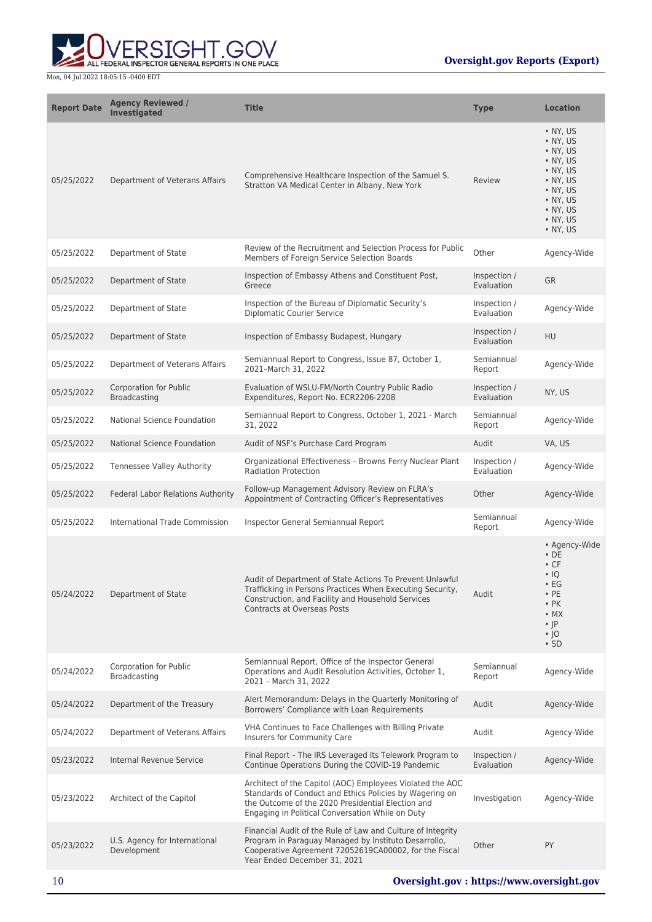| Report Date | Agency Reviewed / Investigated | Title | Type | Location |
| --- | --- | --- | --- | --- |
| 05/25/2022 | Department of Veterans Affairs | Comprehensive Healthcare Inspection of the Samuel S. Stratton VA Medical Center in Albany, New York | Review | • NY, US • NY, US • NY, US • NY, US • NY, US • NY, US • NY, US • NY, US • NY, US • NY, US • NY, US |
| 05/25/2022 | Department of State | Review of the Recruitment and Selection Process for Public Members of Foreign Service Selection Boards | Other | Agency-Wide |
| 05/25/2022 | Department of State | Inspection of Embassy Athens and Constituent Post, Greece | Inspection / Evaluation | GR |
| 05/25/2022 | Department of State | Inspection of the Bureau of Diplomatic Security's Diplomatic Courier Service | Inspection / Evaluation | Agency-Wide |
| 05/25/2022 | Department of State | Inspection of Embassy Budapest, Hungary | Inspection / Evaluation | HU |
| 05/25/2022 | Department of Veterans Affairs | Semiannual Report to Congress, Issue 87, October 1, 2021–March 31, 2022 | Semiannual Report | Agency-Wide |
| 05/25/2022 | Corporation for Public Broadcasting | Evaluation of WSLU-FM/North Country Public Radio Expenditures, Report No. ECR2206-2208 | Inspection / Evaluation | NY, US |
| 05/25/2022 | National Science Foundation | Semiannual Report to Congress, October 1, 2021 - March 31, 2022 | Semiannual Report | Agency-Wide |
| 05/25/2022 | National Science Foundation | Audit of NSF's Purchase Card Program | Audit | VA, US |
| 05/25/2022 | Tennessee Valley Authority | Organizational Effectiveness – Browns Ferry Nuclear Plant Radiation Protection | Inspection / Evaluation | Agency-Wide |
| 05/25/2022 | Federal Labor Relations Authority | Follow-up Management Advisory Review on FLRA's Appointment of Contracting Officer's Representatives | Other | Agency-Wide |
| 05/25/2022 | International Trade Commission | Inspector General Semiannual Report | Semiannual Report | Agency-Wide |
| 05/24/2022 | Department of State | Audit of Department of State Actions To Prevent Unlawful Trafficking in Persons Practices When Executing Security, Construction, and Facility and Household Services Contracts at Overseas Posts | Audit | • Agency-Wide • DE • CF • IQ • EG • PE • PK • MX • JP • JO • SD |
| 05/24/2022 | Corporation for Public Broadcasting | Semiannual Report, Office of the Inspector General Operations and Audit Resolution Activities, October 1, 2021 – March 31, 2022 | Semiannual Report | Agency-Wide |
| 05/24/2022 | Department of the Treasury | Alert Memorandum: Delays in the Quarterly Monitoring of Borrowers' Compliance with Loan Requirements | Audit | Agency-Wide |
| 05/24/2022 | Department of Veterans Affairs | VHA Continues to Face Challenges with Billing Private Insurers for Community Care | Audit | Agency-Wide |
| 05/23/2022 | Internal Revenue Service | Final Report – The IRS Leveraged Its Telework Program to Continue Operations During the COVID-19 Pandemic | Inspection / Evaluation | Agency-Wide |
| 05/23/2022 | Architect of the Capitol | Architect of the Capitol (AOC) Employees Violated the AOC Standards of Conduct and Ethics Policies by Wagering on the Outcome of the 2020 Presidential Election and Engaging in Political Conversation While on Duty | Investigation | Agency-Wide |
| 05/23/2022 | U.S. Agency for International Development | Financial Audit of the Rule of Law and Culture of Integrity Program in Paraguay Managed by Instituto Desarrollo, Cooperative Agreement 72052619CA00002, for the Fiscal Year Ended December 31, 2021 | Other | PY |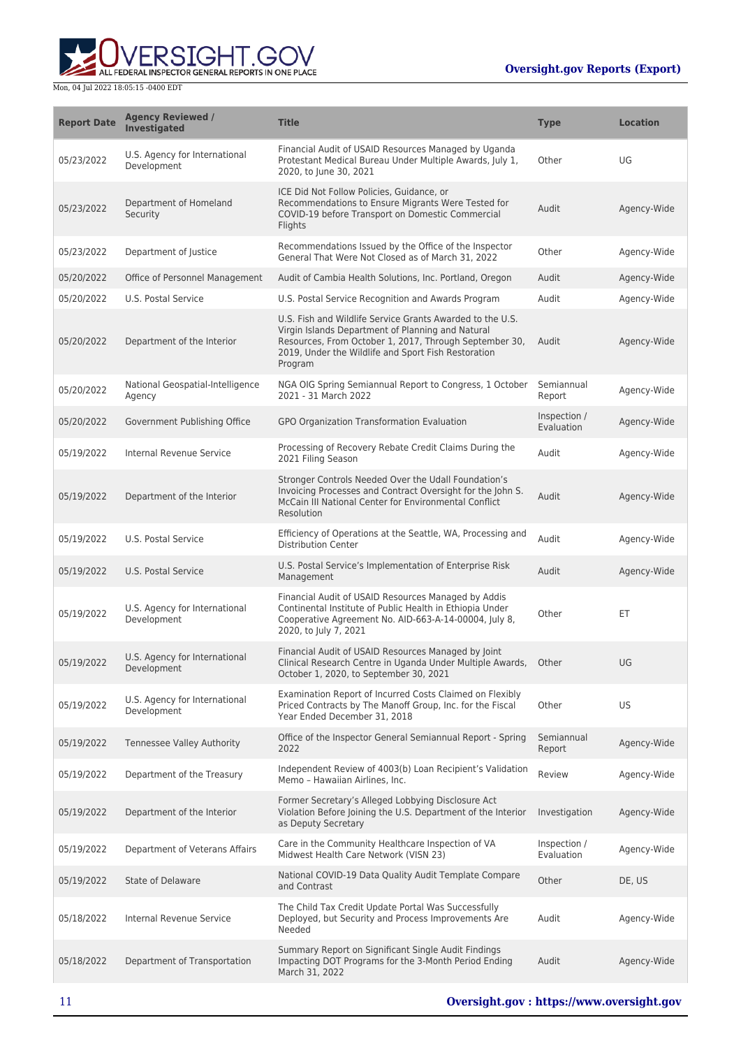| Report Date | Agency Reviewed / Investigated | Title | Type | Location |
| --- | --- | --- | --- | --- |
| 05/23/2022 | U.S. Agency for International Development | Financial Audit of USAID Resources Managed by Uganda Protestant Medical Bureau Under Multiple Awards, July 1, 2020, to June 30, 2021 | Other | UG |
| 05/23/2022 | Department of Homeland Security | ICE Did Not Follow Policies, Guidance, or Recommendations to Ensure Migrants Were Tested for COVID-19 before Transport on Domestic Commercial Flights | Audit | Agency-Wide |
| 05/23/2022 | Department of Justice | Recommendations Issued by the Office of the Inspector General That Were Not Closed as of March 31, 2022 | Other | Agency-Wide |
| 05/20/2022 | Office of Personnel Management | Audit of Cambia Health Solutions, Inc. Portland, Oregon | Audit | Agency-Wide |
| 05/20/2022 | U.S. Postal Service | U.S. Postal Service Recognition and Awards Program | Audit | Agency-Wide |
| 05/20/2022 | Department of the Interior | U.S. Fish and Wildlife Service Grants Awarded to the U.S. Virgin Islands Department of Planning and Natural Resources, From October 1, 2017, Through September 30, 2019, Under the Wildlife and Sport Fish Restoration Program | Audit | Agency-Wide |
| 05/20/2022 | National Geospatial-Intelligence Agency | NGA OIG Spring Semiannual Report to Congress, 1 October 2021 - 31 March 2022 | Semiannual Report | Agency-Wide |
| 05/20/2022 | Government Publishing Office | GPO Organization Transformation Evaluation | Inspection / Evaluation | Agency-Wide |
| 05/19/2022 | Internal Revenue Service | Processing of Recovery Rebate Credit Claims During the 2021 Filing Season | Audit | Agency-Wide |
| 05/19/2022 | Department of the Interior | Stronger Controls Needed Over the Udall Foundation's Invoicing Processes and Contract Oversight for the John S. McCain III National Center for Environmental Conflict Resolution | Audit | Agency-Wide |
| 05/19/2022 | U.S. Postal Service | Efficiency of Operations at the Seattle, WA, Processing and Distribution Center | Audit | Agency-Wide |
| 05/19/2022 | U.S. Postal Service | U.S. Postal Service's Implementation of Enterprise Risk Management | Audit | Agency-Wide |
| 05/19/2022 | U.S. Agency for International Development | Financial Audit of USAID Resources Managed by Addis Continental Institute of Public Health in Ethiopia Under Cooperative Agreement No. AID-663-A-14-00004, July 8, 2020, to July 7, 2021 | Other | ET |
| 05/19/2022 | U.S. Agency for International Development | Financial Audit of USAID Resources Managed by Joint Clinical Research Centre in Uganda Under Multiple Awards, October 1, 2020, to September 30, 2021 | Other | UG |
| 05/19/2022 | U.S. Agency for International Development | Examination Report of Incurred Costs Claimed on Flexibly Priced Contracts by The Manoff Group, Inc. for the Fiscal Year Ended December 31, 2018 | Other | US |
| 05/19/2022 | Tennessee Valley Authority | Office of the Inspector General Semiannual Report - Spring 2022 | Semiannual Report | Agency-Wide |
| 05/19/2022 | Department of the Treasury | Independent Review of 4003(b) Loan Recipient's Validation Memo – Hawaiian Airlines, Inc. | Review | Agency-Wide |
| 05/19/2022 | Department of the Interior | Former Secretary's Alleged Lobbying Disclosure Act Violation Before Joining the U.S. Department of the Interior as Deputy Secretary | Investigation | Agency-Wide |
| 05/19/2022 | Department of Veterans Affairs | Care in the Community Healthcare Inspection of VA Midwest Health Care Network (VISN 23) | Inspection / Evaluation | Agency-Wide |
| 05/19/2022 | State of Delaware | National COVID-19 Data Quality Audit Template Compare and Contrast | Other | DE, US |
| 05/18/2022 | Internal Revenue Service | The Child Tax Credit Update Portal Was Successfully Deployed, but Security and Process Improvements Are Needed | Audit | Agency-Wide |
| 05/18/2022 | Department of Transportation | Summary Report on Significant Single Audit Findings Impacting DOT Programs for the 3-Month Period Ending March 31, 2022 | Audit | Agency-Wide |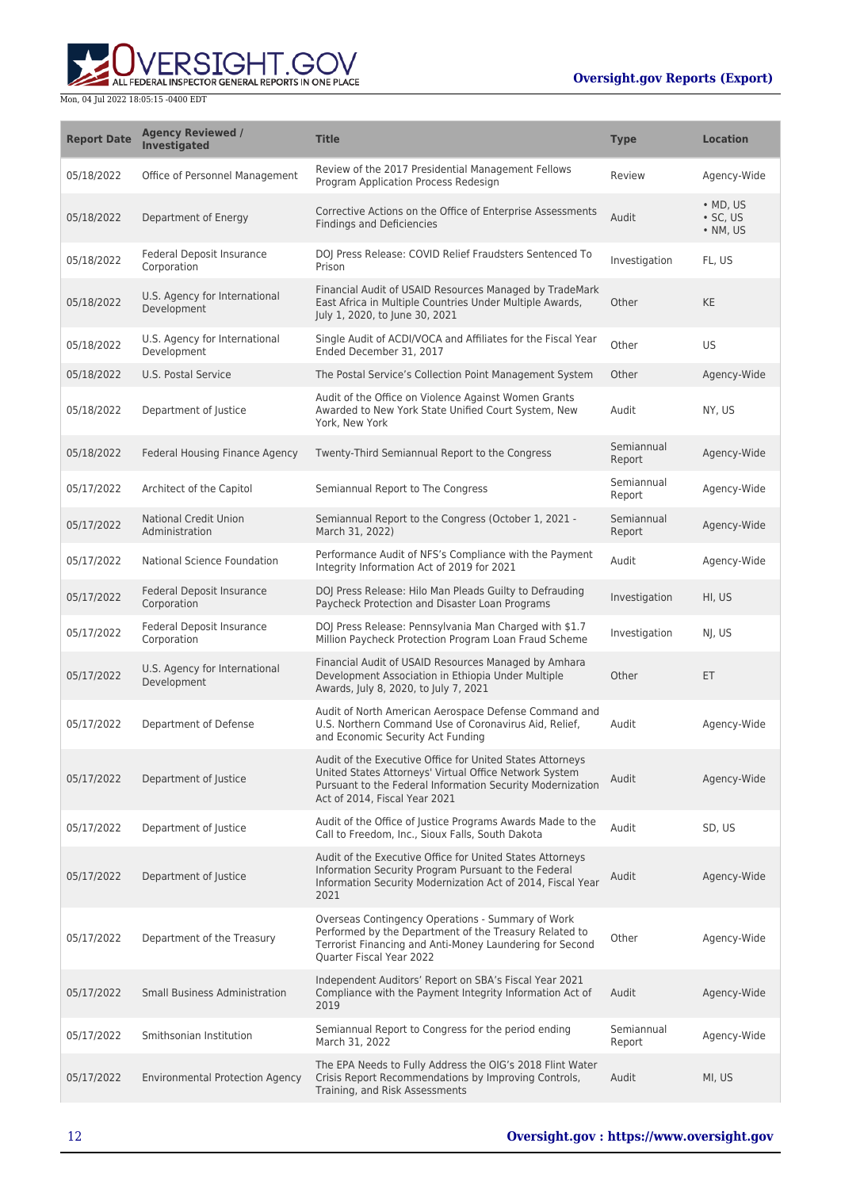| Report Date | Agency Reviewed / Investigated | Title | Type | Location |
| --- | --- | --- | --- | --- |
| 05/18/2022 | Office of Personnel Management | Review of the 2017 Presidential Management Fellows Program Application Process Redesign | Review | Agency-Wide |
| 05/18/2022 | Department of Energy | Corrective Actions on the Office of Enterprise Assessments Findings and Deficiencies | Audit | • MD, US • SC, US • NM, US |
| 05/18/2022 | Federal Deposit Insurance Corporation | DOJ Press Release: COVID Relief Fraudsters Sentenced To Prison | Investigation | FL, US |
| 05/18/2022 | U.S. Agency for International Development | Financial Audit of USAID Resources Managed by TradeMark East Africa in Multiple Countries Under Multiple Awards, July 1, 2020, to June 30, 2021 | Other | KE |
| 05/18/2022 | U.S. Agency for International Development | Single Audit of ACDI/VOCA and Affiliates for the Fiscal Year Ended December 31, 2017 | Other | US |
| 05/18/2022 | U.S. Postal Service | The Postal Service's Collection Point Management System | Other | Agency-Wide |
| 05/18/2022 | Department of Justice | Audit of the Office on Violence Against Women Grants Awarded to New York State Unified Court System, New York, New York | Audit | NY, US |
| 05/18/2022 | Federal Housing Finance Agency | Twenty-Third Semiannual Report to the Congress | Semiannual Report | Agency-Wide |
| 05/17/2022 | Architect of the Capitol | Semiannual Report to The Congress | Semiannual Report | Agency-Wide |
| 05/17/2022 | National Credit Union Administration | Semiannual Report to the Congress (October 1, 2021 - March 31, 2022) | Semiannual Report | Agency-Wide |
| 05/17/2022 | National Science Foundation | Performance Audit of NFS's Compliance with the Payment Integrity Information Act of 2019 for 2021 | Audit | Agency-Wide |
| 05/17/2022 | Federal Deposit Insurance Corporation | DOJ Press Release: Hilo Man Pleads Guilty to Defrauding Paycheck Protection and Disaster Loan Programs | Investigation | HI, US |
| 05/17/2022 | Federal Deposit Insurance Corporation | DOJ Press Release: Pennsylvania Man Charged with $1.7 Million Paycheck Protection Program Loan Fraud Scheme | Investigation | NJ, US |
| 05/17/2022 | U.S. Agency for International Development | Financial Audit of USAID Resources Managed by Amhara Development Association in Ethiopia Under Multiple Awards, July 8, 2020, to July 7, 2021 | Other | ET |
| 05/17/2022 | Department of Defense | Audit of North American Aerospace Defense Command and U.S. Northern Command Use of Coronavirus Aid, Relief, and Economic Security Act Funding | Audit | Agency-Wide |
| 05/17/2022 | Department of Justice | Audit of the Executive Office for United States Attorneys United States Attorneys' Virtual Office Network System Pursuant to the Federal Information Security Modernization Act of 2014, Fiscal Year 2021 | Audit | Agency-Wide |
| 05/17/2022 | Department of Justice | Audit of the Office of Justice Programs Awards Made to the Call to Freedom, Inc., Sioux Falls, South Dakota | Audit | SD, US |
| 05/17/2022 | Department of Justice | Audit of the Executive Office for United States Attorneys Information Security Program Pursuant to the Federal Information Security Modernization Act of 2014, Fiscal Year 2021 | Audit | Agency-Wide |
| 05/17/2022 | Department of the Treasury | Overseas Contingency Operations - Summary of Work Performed by the Department of the Treasury Related to Terrorist Financing and Anti-Money Laundering for Second Quarter Fiscal Year 2022 | Other | Agency-Wide |
| 05/17/2022 | Small Business Administration | Independent Auditors' Report on SBA's Fiscal Year 2021 Compliance with the Payment Integrity Information Act of 2019 | Audit | Agency-Wide |
| 05/17/2022 | Smithsonian Institution | Semiannual Report to Congress for the period ending March 31, 2022 | Semiannual Report | Agency-Wide |
| 05/17/2022 | Environmental Protection Agency | The EPA Needs to Fully Address the OIG's 2018 Flint Water Crisis Report Recommendations by Improving Controls, Training, and Risk Assessments | Audit | MI, US |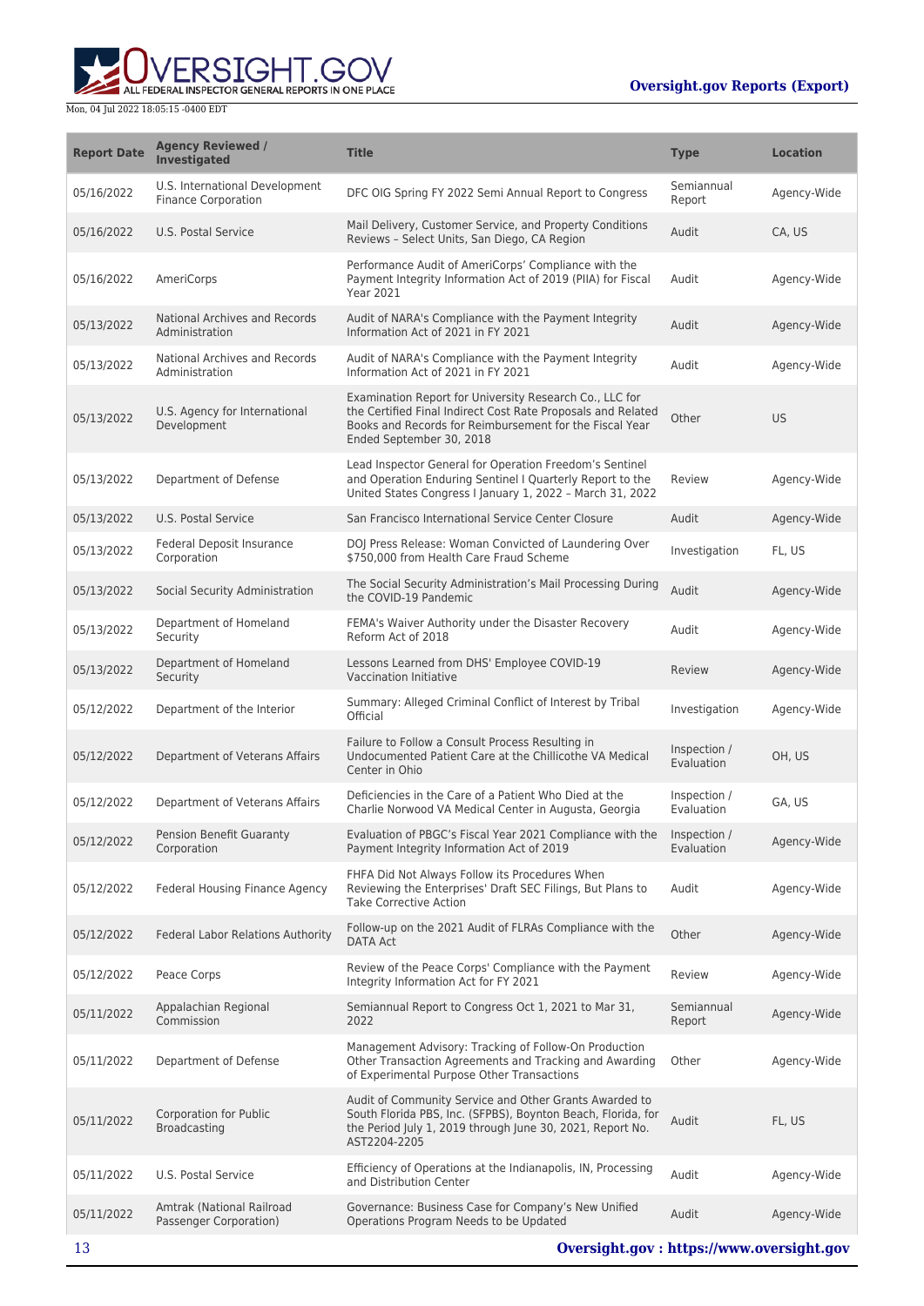| Report Date | Agency Reviewed / Investigated | Title | Type | Location |
| --- | --- | --- | --- | --- |
| 05/16/2022 | U.S. International Development Finance Corporation | DFC OIG Spring FY 2022 Semi Annual Report to Congress | Semiannual Report | Agency-Wide |
| 05/16/2022 | U.S. Postal Service | Mail Delivery, Customer Service, and Property Conditions Reviews – Select Units, San Diego, CA Region | Audit | CA, US |
| 05/16/2022 | AmeriCorps | Performance Audit of AmeriCorps' Compliance with the Payment Integrity Information Act of 2019 (PIIA) for Fiscal Year 2021 | Audit | Agency-Wide |
| 05/13/2022 | National Archives and Records Administration | Audit of NARA's Compliance with the Payment Integrity Information Act of 2021 in FY 2021 | Audit | Agency-Wide |
| 05/13/2022 | National Archives and Records Administration | Audit of NARA's Compliance with the Payment Integrity Information Act of 2021 in FY 2021 | Audit | Agency-Wide |
| 05/13/2022 | U.S. Agency for International Development | Examination Report for University Research Co., LLC for the Certified Final Indirect Cost Rate Proposals and Related Books and Records for Reimbursement for the Fiscal Year Ended September 30, 2018 | Other | US |
| 05/13/2022 | Department of Defense | Lead Inspector General for Operation Freedom's Sentinel and Operation Enduring Sentinel I Quarterly Report to the United States Congress I January 1, 2022 – March 31, 2022 | Review | Agency-Wide |
| 05/13/2022 | U.S. Postal Service | San Francisco International Service Center Closure | Audit | Agency-Wide |
| 05/13/2022 | Federal Deposit Insurance Corporation | DOJ Press Release: Woman Convicted of Laundering Over $750,000 from Health Care Fraud Scheme | Investigation | FL, US |
| 05/13/2022 | Social Security Administration | The Social Security Administration's Mail Processing During the COVID-19 Pandemic | Audit | Agency-Wide |
| 05/13/2022 | Department of Homeland Security | FEMA's Waiver Authority under the Disaster Recovery Reform Act of 2018 | Audit | Agency-Wide |
| 05/13/2022 | Department of Homeland Security | Lessons Learned from DHS' Employee COVID-19 Vaccination Initiative | Review | Agency-Wide |
| 05/12/2022 | Department of the Interior | Summary: Alleged Criminal Conflict of Interest by Tribal Official | Investigation | Agency-Wide |
| 05/12/2022 | Department of Veterans Affairs | Failure to Follow a Consult Process Resulting in Undocumented Patient Care at the Chillicothe VA Medical Center in Ohio | Inspection / Evaluation | OH, US |
| 05/12/2022 | Department of Veterans Affairs | Deficiencies in the Care of a Patient Who Died at the Charlie Norwood VA Medical Center in Augusta, Georgia | Inspection / Evaluation | GA, US |
| 05/12/2022 | Pension Benefit Guaranty Corporation | Evaluation of PBGC's Fiscal Year 2021 Compliance with the Payment Integrity Information Act of 2019 | Inspection / Evaluation | Agency-Wide |
| 05/12/2022 | Federal Housing Finance Agency | FHFA Did Not Always Follow its Procedures When Reviewing the Enterprises' Draft SEC Filings, But Plans to Take Corrective Action | Audit | Agency-Wide |
| 05/12/2022 | Federal Labor Relations Authority | Follow-up on the 2021 Audit of FLRAs Compliance with the DATA Act | Other | Agency-Wide |
| 05/12/2022 | Peace Corps | Review of the Peace Corps' Compliance with the Payment Integrity Information Act for FY 2021 | Review | Agency-Wide |
| 05/11/2022 | Appalachian Regional Commission | Semiannual Report to Congress Oct 1, 2021 to Mar 31, 2022 | Semiannual Report | Agency-Wide |
| 05/11/2022 | Department of Defense | Management Advisory: Tracking of Follow-On Production Other Transaction Agreements and Tracking and Awarding of Experimental Purpose Other Transactions | Other | Agency-Wide |
| 05/11/2022 | Corporation for Public Broadcasting | Audit of Community Service and Other Grants Awarded to South Florida PBS, Inc. (SFPBS), Boynton Beach, Florida, for the Period July 1, 2019 through June 30, 2021, Report No. AST2204-2205 | Audit | FL, US |
| 05/11/2022 | U.S. Postal Service | Efficiency of Operations at the Indianapolis, IN, Processing and Distribution Center | Audit | Agency-Wide |
| 05/11/2022 | Amtrak (National Railroad Passenger Corporation) | Governance: Business Case for Company's New Unified Operations Program Needs to be Updated | Audit | Agency-Wide |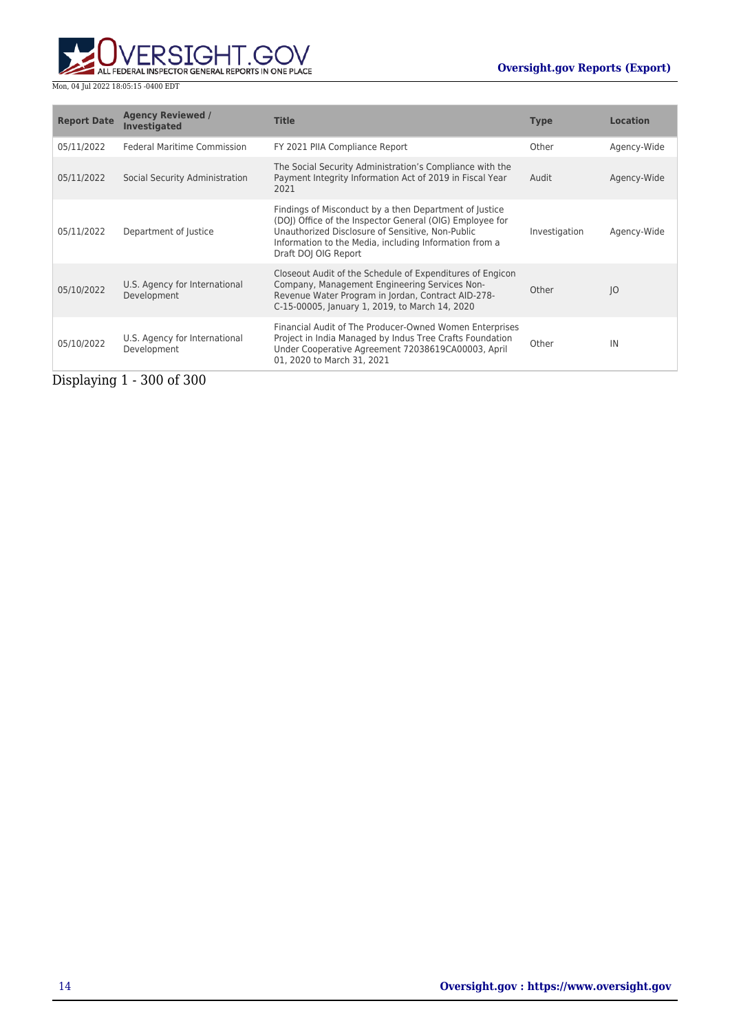| Report Date | Agency Reviewed / Investigated | Title | Type | Location |
|---|---|---|---|---|
| 05/11/2022 | Federal Maritime Commission | FY 2021 PIIA Compliance Report | Other | Agency-Wide |
| 05/11/2022 | Social Security Administration | The Social Security Administration's Compliance with the Payment Integrity Information Act of 2019 in Fiscal Year 2021 | Audit | Agency-Wide |
| 05/11/2022 | Department of Justice | Findings of Misconduct by a then Department of Justice (DOJ) Office of the Inspector General (OIG) Employee for Unauthorized Disclosure of Sensitive, Non-Public Information to the Media, including Information from a Draft DOJ OIG Report | Investigation | Agency-Wide |
| 05/10/2022 | U.S. Agency for International Development | Closeout Audit of the Schedule of Expenditures of Engicon Company, Management Engineering Services Non-Revenue Water Program in Jordan, Contract AID-278-C-15-00005, January 1, 2019, to March 14, 2020 | Other | JO |
| 05/10/2022 | U.S. Agency for International Development | Financial Audit of The Producer-Owned Women Enterprises Project in India Managed by Indus Tree Crafts Foundation Under Cooperative Agreement 72038619CA00003, April 01, 2020 to March 31, 2021 | Other | IN |

Displaying 1 - 300 of 300